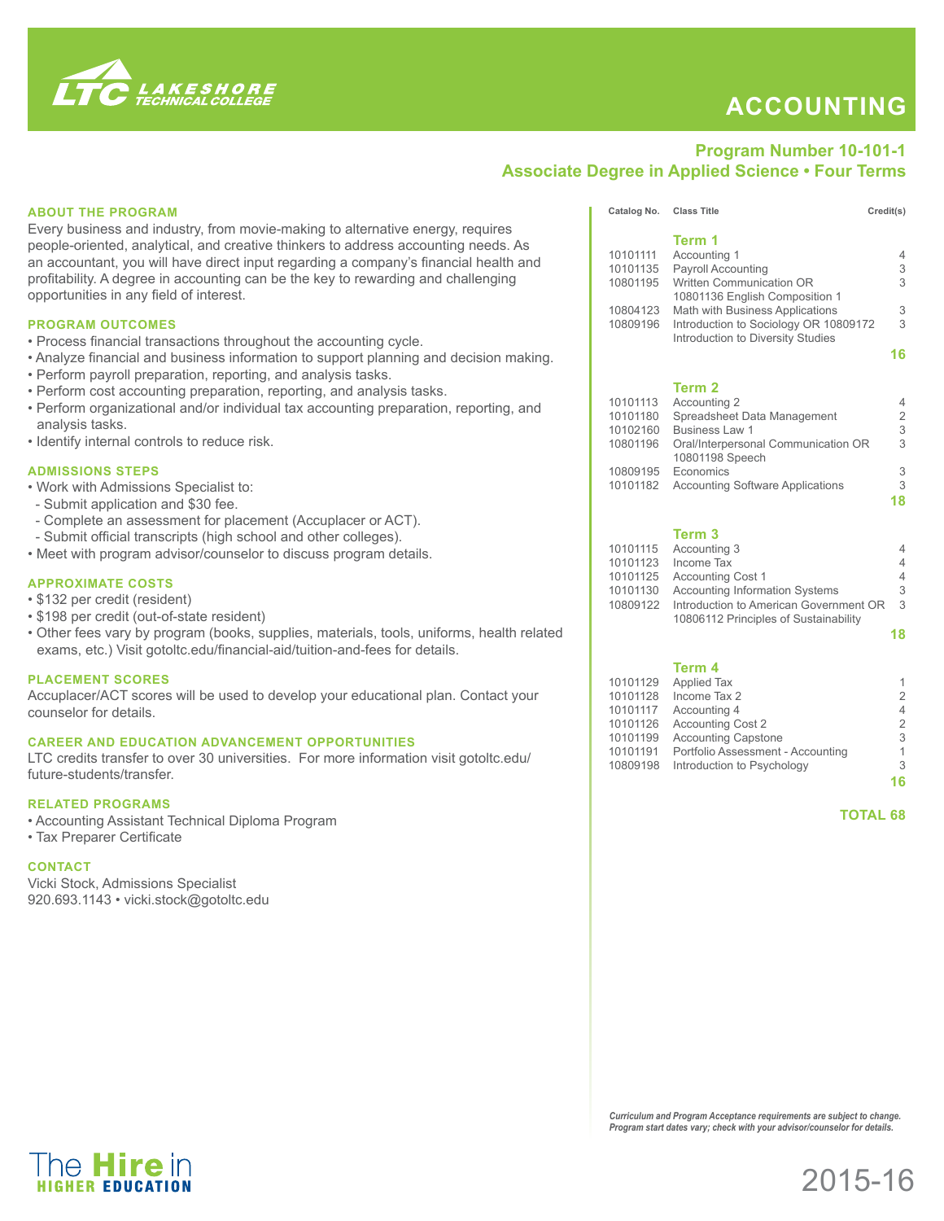# LAKESHORE TECHNICAL COLLEGE

# ACCOUNTING

## Program Number 10-101-1
## Associate Degree in Applied Science • Four Terms

### ABOUT THE PROGRAM

Every business and industry, from movie-making to alternative energy, requires people-oriented, analytical, and creative thinkers to address accounting needs. As an accountant, you will have direct input regarding a company's financial health and profitability. A degree in accounting can be the key to rewarding and challenging opportunities in any field of interest.

### PROGRAM OUTCOMES

- Process financial transactions throughout the accounting cycle.
- Analyze financial and business information to support planning and decision making.
- Perform payroll preparation, reporting, and analysis tasks.
- Perform cost accounting preparation, reporting, and analysis tasks.
- Perform organizational and/or individual tax accounting preparation, reporting, and analysis tasks.
- Identify internal controls to reduce risk.

### ADMISSIONS STEPS

- Work with Admissions Specialist to:
  - Submit application and $30 fee.
  - Complete an assessment for placement (Accuplacer or ACT).
  - Submit official transcripts (high school and other colleges).
- Meet with program advisor/counselor to discuss program details.

### APPROXIMATE COSTS

- $132 per credit (resident)
- $198 per credit (out-of-state resident)
- Other fees vary by program (books, supplies, materials, tools, uniforms, health related exams, etc.) Visit gotoltc.edu/financial-aid/tuition-and-fees for details.

### PLACEMENT SCORES

Accuplacer/ACT scores will be used to develop your educational plan. Contact your counselor for details.

### CAREER AND EDUCATION ADVANCEMENT OPPORTUNITIES

LTC credits transfer to over 30 universities. For more information visit gotoltc.edu/future-students/transfer.

### RELATED PROGRAMS

- Accounting Assistant Technical Diploma Program
- Tax Preparer Certificate

### CONTACT

Vicki Stock, Admissions Specialist
920.693.1143 • vicki.stock@gotoltc.edu

| Catalog No. | Class Title | Credit(s) |
|---|---|---|
| | **Term 1** | |
| 10101111 | Accounting 1 | 4 |
| 10101135 | Payroll Accounting | 3 |
| 10801195 | Written Communication OR 10801136 English Composition 1 | 3 |
| 10804123 | Math with Business Applications | 3 |
| 10809196 | Introduction to Sociology OR 10809172 Introduction to Diversity Studies | 3 |
| | | **16** |
| | **Term 2** | |
| 10101113 | Accounting 2 | 4 |
| 10101180 | Spreadsheet Data Management | 2 |
| 10102160 | Business Law 1 | 3 |
| 10801196 | Oral/Interpersonal Communication OR 10801198 Speech | 3 |
| 10809195 | Economics | 3 |
| 10101182 | Accounting Software Applications | 3 |
| | | **18** |
| | **Term 3** | |
| 10101115 | Accounting 3 | 4 |
| 10101123 | Income Tax | 4 |
| 10101125 | Accounting Cost 1 | 4 |
| 10101130 | Accounting Information Systems | 3 |
| 10809122 | Introduction to American Government OR 10806112 Principles of Sustainability | 3 |
| | | **18** |
| | **Term 4** | |
| 10101129 | Applied Tax | 1 |
| 10101128 | Income Tax 2 | 2 |
| 10101117 | Accounting 4 | 4 |
| 10101126 | Accounting Cost 2 | 2 |
| 10101199 | Accounting Capstone | 3 |
| 10101191 | Portfolio Assessment - Accounting | 1 |
| 10809198 | Introduction to Psychology | 3 |
| | | **16** |
| | | **TOTAL 68** |

*Curriculum and Program Acceptance requirements are subject to change. Program start dates vary; check with your advisor/counselor for details.*

The Hire in HIGHER EDUCATION

2015-16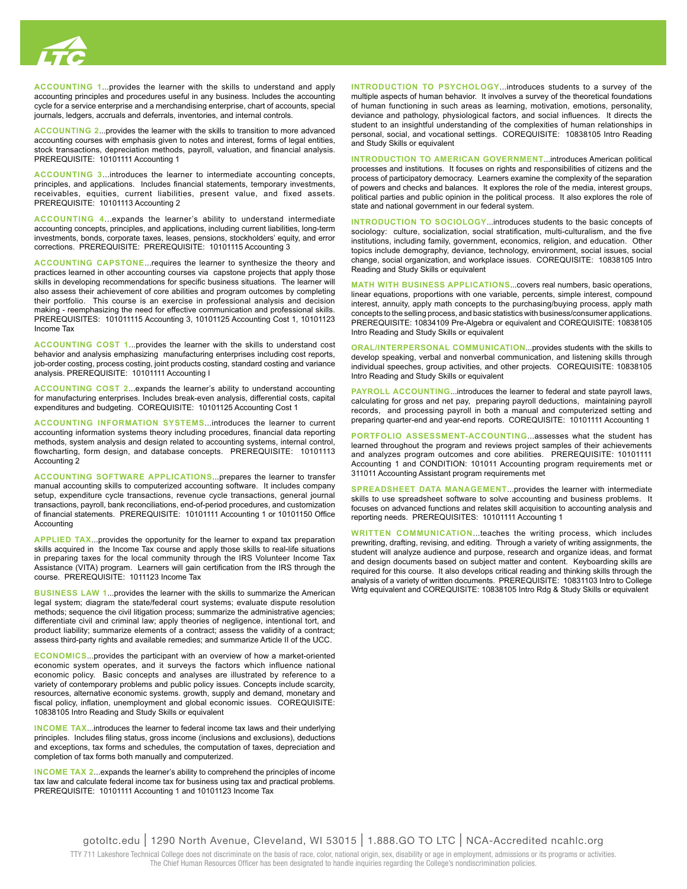**ACCOUNTING 1**...provides the learner with the skills to understand and apply accounting principles and procedures useful in any business. Includes the accounting cycle for a service enterprise and a merchandising enterprise, chart of accounts, special journals, ledgers, accruals and deferrals, inventories, and internal controls.

**ACCOUNTING 2**...provides the learner with the skills to transition to more advanced accounting courses with emphasis given to notes and interest, forms of legal entities, stock transactions, depreciation methods, payroll, valuation, and financial analysis. PREREQUISITE: 10101111 Accounting 1

**ACCOUNTING 3**...introduces the learner to intermediate accounting concepts, principles, and applications. Includes financial statements, temporary investments, receivables, equities, current liabilities, present value, and fixed assets. PREREQUISITE: 10101113 Accounting 2

**ACCOUNTING 4**...expands the learner's ability to understand intermediate accounting concepts, principles, and applications, including current liabilities, long-term investments, bonds, corporate taxes, leases, pensions, stockholders' equity, and error corrections. PREREQUISITE: PREREQUISITE: 10101115 Accounting 3

**ACCOUNTING CAPSTONE**...requires the learner to synthesize the theory and practices learned in other accounting courses via capstone projects that apply those skills in developing recommendations for specific business situations. The learner will also assess their achievement of core abilities and program outcomes by completing their portfolio. This course is an exercise in professional analysis and decision making - reemphasizing the need for effective communication and professional skills. PREREQUISITES: 101011115 Accounting 3, 10101125 Accounting Cost 1, 10101123 Income Tax

**ACCOUNTING COST 1**...provides the learner with the skills to understand cost behavior and analysis emphasizing manufacturing enterprises including cost reports, job-order costing, process costing, joint products costing, standard costing and variance analysis. PREREQUISITE: 10101111 Accounting I

**ACCOUNTING COST 2**...expands the learner's ability to understand accounting for manufacturing enterprises. Includes break-even analysis, differential costs, capital expenditures and budgeting. COREQUISITE: 10101125 Accounting Cost 1

**ACCOUNTING INFORMATION SYSTEMS**...introduces the learner to current accounting information systems theory including procedures, financial data reporting methods, system analysis and design related to accounting systems, internal control, flowcharting, form design, and database concepts. PREREQUISITE: 10101113 Accounting 2

**ACCOUNTING SOFTWARE APPLICATIONS**...prepares the learner to transfer manual accounting skills to computerized accounting software. It includes company setup, expenditure cycle transactions, revenue cycle transactions, general journal transactions, payroll, bank reconciliations, end-of-period procedures, and customization of financial statements. PREREQUISITE: 10101111 Accounting 1 or 10101150 Office Accounting

**APPLIED TAX**...provides the opportunity for the learner to expand tax preparation skills acquired in the Income Tax course and apply those skills to real-life situations in preparing taxes for the local community through the IRS Volunteer Income Tax Assistance (VITA) program. Learners will gain certification from the IRS through the course. PREREQUISITE: 1011123 Income Tax

**BUSINESS LAW 1**...provides the learner with the skills to summarize the American legal system; diagram the state/federal court systems; evaluate dispute resolution methods; sequence the civil litigation process; summarize the administrative agencies; differentiate civil and criminal law; apply theories of negligence, intentional tort, and product liability; summarize elements of a contract; assess the validity of a contract; assess third-party rights and available remedies; and summarize Article II of the UCC.

**ECONOMICS**...provides the participant with an overview of how a market-oriented economic system operates, and it surveys the factors which influence national economic policy. Basic concepts and analyses are illustrated by reference to a variety of contemporary problems and public policy issues. Concepts include scarcity, resources, alternative economic systems. growth, supply and demand, monetary and fiscal policy, inflation, unemployment and global economic issues. COREQUISITE: 10838105 Intro Reading and Study Skills or equivalent

**INCOME TAX**...introduces the learner to federal income tax laws and their underlying principles. Includes filing status, gross income (inclusions and exclusions), deductions and exceptions, tax forms and schedules, the computation of taxes, depreciation and completion of tax forms both manually and computerized.

**INCOME TAX 2**...expands the learner's ability to comprehend the principles of income tax law and calculate federal income tax for business using tax and practical problems. PREREQUISITE: 10101111 Accounting 1 and 10101123 Income Tax

**INTRODUCTION TO PSYCHOLOGY**...introduces students to a survey of the multiple aspects of human behavior. It involves a survey of the theoretical foundations of human functioning in such areas as learning, motivation, emotions, personality, deviance and pathology, physiological factors, and social influences. It directs the student to an insightful understanding of the complexities of human relationships in personal, social, and vocational settings. COREQUISITE: 10838105 Intro Reading and Study Skills or equivalent

**INTRODUCTION TO AMERICAN GOVERNMENT**...introduces American political processes and institutions. It focuses on rights and responsibilities of citizens and the process of participatory democracy. Learners examine the complexity of the separation of powers and checks and balances. It explores the role of the media, interest groups, political parties and public opinion in the political process. It also explores the role of state and national government in our federal system.

**INTRODUCTION TO SOCIOLOGY**...introduces students to the basic concepts of sociology: culture, socialization, social stratification, multi-culturalism, and the five institutions, including family, government, economics, religion, and education. Other topics include demography, deviance, technology, environment, social issues, social change, social organization, and workplace issues. COREQUISITE: 10838105 Intro Reading and Study Skills or equivalent

**MATH WITH BUSINESS APPLICATIONS**...covers real numbers, basic operations, linear equations, proportions with one variable, percents, simple interest, compound interest, annuity, apply math concepts to the purchasing/buying process, apply math concepts to the selling process, and basic statistics with business/consumer applications. PREREQUISITE: 10834109 Pre-Algebra or equivalent and COREQUISITE: 10838105 Intro Reading and Study Skills or equivalent

**ORAL/INTERPERSONAL COMMUNICATION**...provides students with the skills to develop speaking, verbal and nonverbal communication, and listening skills through individual speeches, group activities, and other projects. COREQUISITE: 10838105 Intro Reading and Study Skills or equivalent

**PAYROLL ACCOUNTING**...introduces the learner to federal and state payroll laws, calculating for gross and net pay, preparing payroll deductions, maintaining payroll records, and processing payroll in both a manual and computerized setting and preparing quarter-end and year-end reports. COREQUISITE: 10101111 Accounting 1

**PORTFOLIO ASSESSMENT-ACCOUNTING**...assesses what the student has learned throughout the program and reviews project samples of their achievements and analyzes program outcomes and core abilities. PREREQUISITE: 10101111 Accounting 1 and CONDITION: 101011 Accounting program requirements met or 311011 Accounting Assistant program requirements met

**SPREADSHEET DATA MANAGEMENT**...provides the learner with intermediate skills to use spreadsheet software to solve accounting and business problems. It focuses on advanced functions and relates skill acquisition to accounting analysis and reporting needs. PREREQUISITES: 10101111 Accounting 1

**WRITTEN COMMUNICATION**...teaches the writing process, which includes prewriting, drafting, revising, and editing. Through a variety of writing assignments, the student will analyze audience and purpose, research and organize ideas, and format and design documents based on subject matter and content. Keyboarding skills are required for this course. It also develops critical reading and thinking skills through the analysis of a variety of written documents. PREREQUISITE: 10831103 Intro to College Wrtg equivalent and COREQUISITE: 10838105 Intro Rdg & Study Skills or equivalent

gotoltc.edu | 1290 North Avenue, Cleveland, WI 53015 | 1.888.GO TO LTC | NCA-Accredited ncahlc.org

TTY 711 Lakeshore Technical College does not discriminate on the basis of race, color, national origin, sex, disability or age in employment, admissions or its programs or activities. The Chief Human Resources Officer has been designated to handle inquiries regarding the College's nondiscrimination policies.